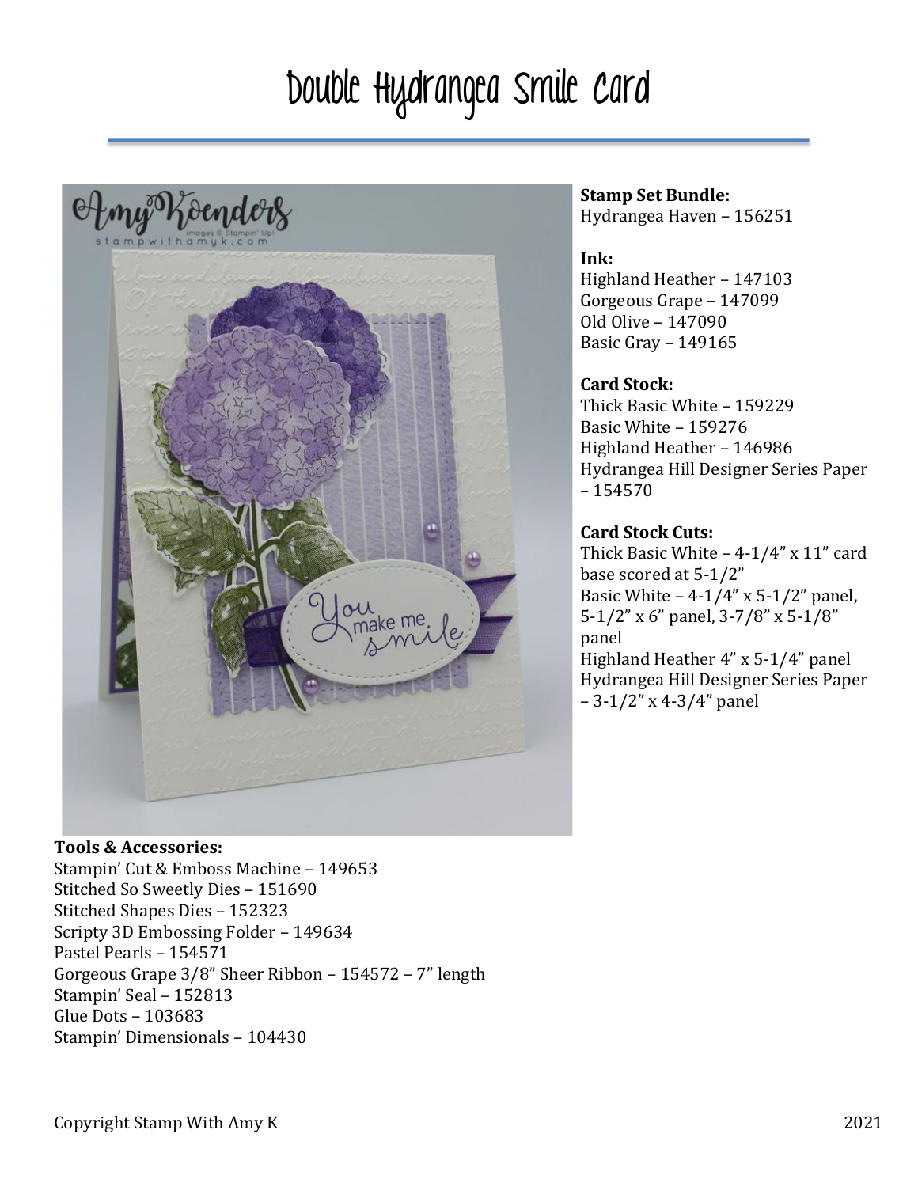# Double Hydrangea Smile Card

**Stamp Set Bundle:**
Hydrangea Haven – 156251

**Ink:**
Highland Heather – 147103
Gorgeous Grape – 147099
Old Olive – 147090
Basic Gray – 149165

**Card Stock:**
Thick Basic White – 159229
Basic White – 159276
Highland Heather – 146986
Hydrangea Hill Designer Series Paper – 154570

**Card Stock Cuts:**
Thick Basic White – 4-1/4" x 11" card base scored at 5-1/2"
Basic White – 4-1/4" x 5-1/2" panel, 5-1/2" x 6" panel, 3-7/8" x 5-1/8" panel
Highland Heather 4" x 5-1/4" panel
Hydrangea Hill Designer Series Paper – 3-1/2" x 4-3/4" panel

**Tools & Accessories:**
Stampin' Cut & Emboss Machine – 149653
Stitched So Sweetly Dies – 151690
Stitched Shapes Dies – 152323
Scripty 3D Embossing Folder – 149634
Pastel Pearls – 154571
Gorgeous Grape 3/8" Sheer Ribbon – 154572 – 7" length
Stampin' Seal – 152813
Glue Dots – 103683
Stampin' Dimensionals – 104430

Copyright Stamp With Amy K 2021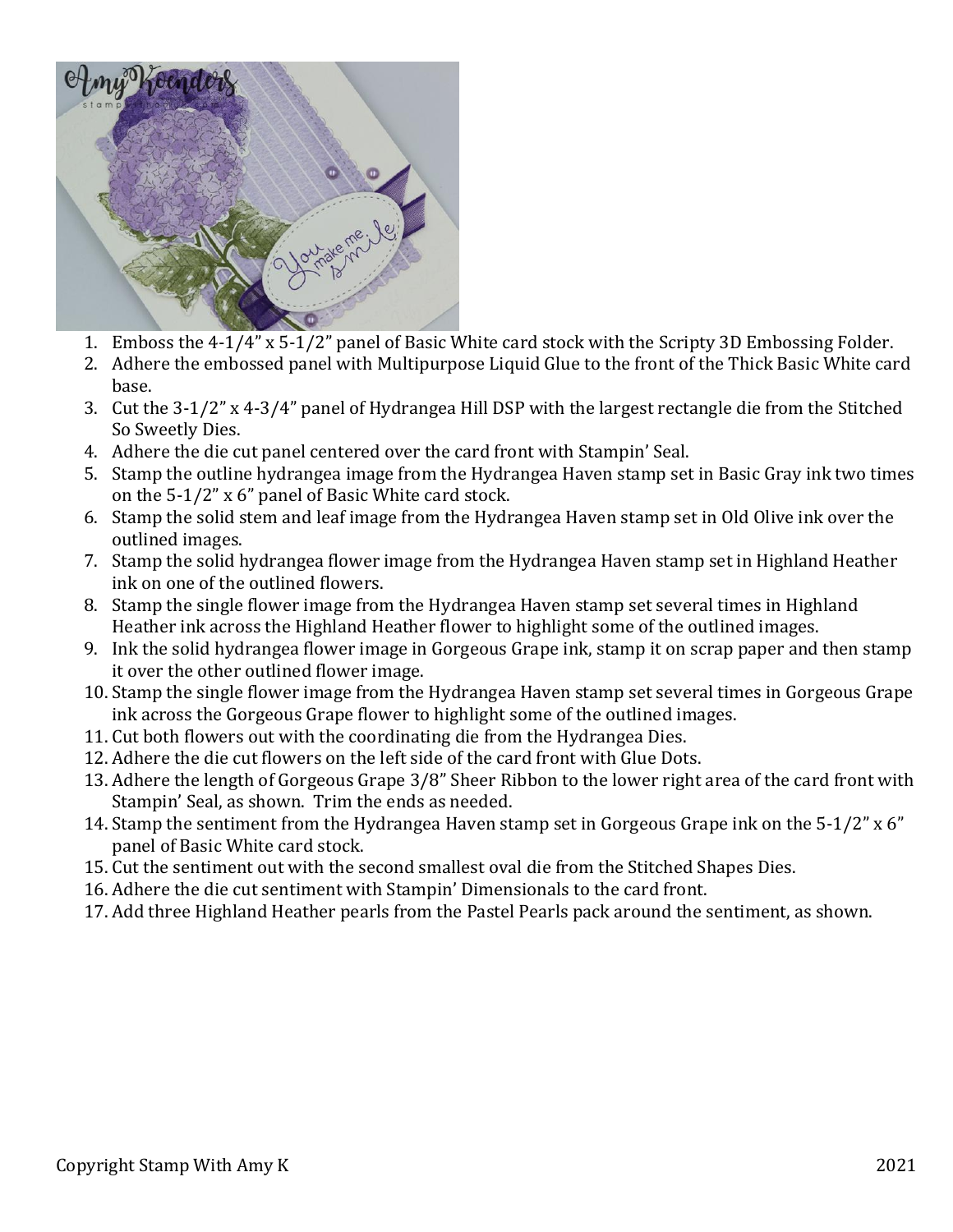1. Emboss the 4-1/4” x 5-1/2” panel of Basic White card stock with the Scripty 3D Embossing Folder.
2. Adhere the embossed panel with Multipurpose Liquid Glue to the front of the Thick Basic White card base.
3. Cut the 3-1/2” x 4-3/4” panel of Hydrangea Hill DSP with the largest rectangle die from the Stitched So Sweetly Dies.
4. Adhere the die cut panel centered over the card front with Stampin’ Seal.
5. Stamp the outline hydrangea image from the Hydrangea Haven stamp set in Basic Gray ink two times on the 5-1/2” x 6” panel of Basic White card stock.
6. Stamp the solid stem and leaf image from the Hydrangea Haven stamp set in Old Olive ink over the outlined images.
7. Stamp the solid hydrangea flower image from the Hydrangea Haven stamp set in Highland Heather ink on one of the outlined flowers.
8. Stamp the single flower image from the Hydrangea Haven stamp set several times in Highland Heather ink across the Highland Heather flower to highlight some of the outlined images.
9. Ink the solid hydrangea flower image in Gorgeous Grape ink, stamp it on scrap paper and then stamp it over the other outlined flower image.
10. Stamp the single flower image from the Hydrangea Haven stamp set several times in Gorgeous Grape ink across the Gorgeous Grape flower to highlight some of the outlined images.
11. Cut both flowers out with the coordinating die from the Hydrangea Dies.
12. Adhere the die cut flowers on the left side of the card front with Glue Dots.
13. Adhere the length of Gorgeous Grape 3/8” Sheer Ribbon to the lower right area of the card front with Stampin’ Seal, as shown. Trim the ends as needed.
14. Stamp the sentiment from the Hydrangea Haven stamp set in Gorgeous Grape ink on the 5-1/2” x 6” panel of Basic White card stock.
15. Cut the sentiment out with the second smallest oval die from the Stitched Shapes Dies.
16. Adhere the die cut sentiment with Stampin’ Dimensionals to the card front.
17. Add three Highland Heather pearls from the Pastel Pearls pack around the sentiment, as shown.

Copyright Stamp With Amy K 2021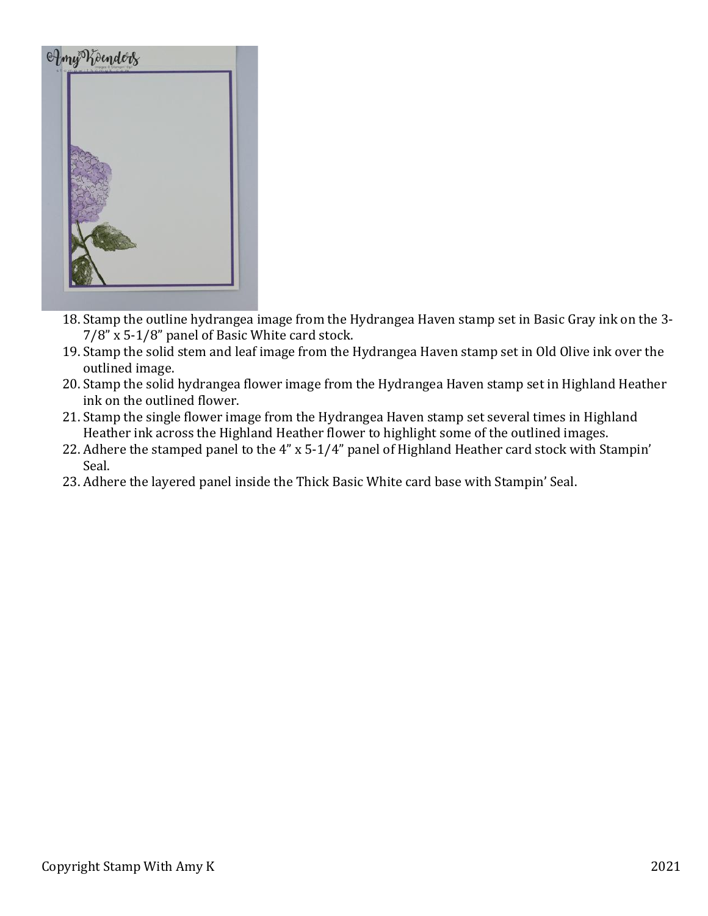18. Stamp the outline hydrangea image from the Hydrangea Haven stamp set in Basic Gray ink on the 3-7/8” x 5-1/8” panel of Basic White card stock.
19. Stamp the solid stem and leaf image from the Hydrangea Haven stamp set in Old Olive ink over the outlined image.
20. Stamp the solid hydrangea flower image from the Hydrangea Haven stamp set in Highland Heather ink on the outlined flower.
21. Stamp the single flower image from the Hydrangea Haven stamp set several times in Highland Heather ink across the Highland Heather flower to highlight some of the outlined images.
22. Adhere the stamped panel to the 4” x 5-1/4” panel of Highland Heather card stock with Stampin’ Seal.
23. Adhere the layered panel inside the Thick Basic White card base with Stampin’ Seal.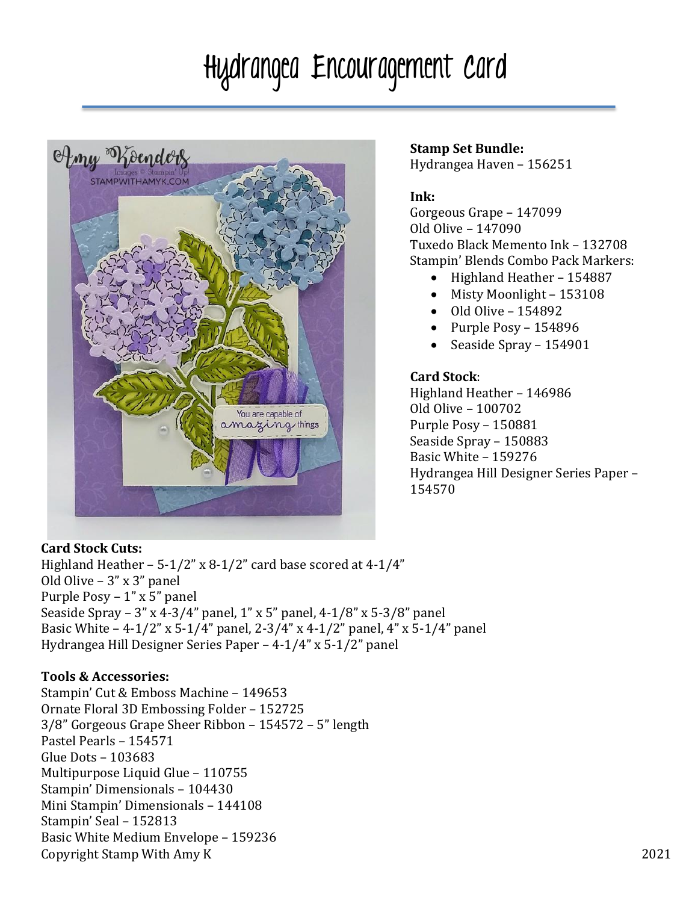# Hydrangea Encouragement Card

**Stamp Set Bundle:**
Hydrangea Haven – 156251

**Ink:**
Gorgeous Grape – 147099
Old Olive – 147090
Tuxedo Black Memento Ink – 132708
Stampin' Blends Combo Pack Markers:

- Highland Heather – 154887
- Misty Moonlight – 153108
- Old Olive – 154892
- Purple Posy – 154896
- Seaside Spray – 154901

**Card Stock**:
Highland Heather – 146986
Old Olive – 100702
Purple Posy – 150881
Seaside Spray – 150883
Basic White – 159276
Hydrangea Hill Designer Series Paper – 154570

**Card Stock Cuts:**
Highland Heather – 5-1/2" x 8-1/2" card base scored at 4-1/4"
Old Olive – 3" x 3" panel
Purple Posy – 1" x 5" panel
Seaside Spray – 3" x 4-3/4" panel, 1" x 5" panel, 4-1/8" x 5-3/8" panel
Basic White – 4-1/2" x 5-1/4" panel, 2-3/4" x 4-1/2" panel, 4" x 5-1/4" panel
Hydrangea Hill Designer Series Paper – 4-1/4" x 5-1/2" panel

**Tools & Accessories:**
Stampin' Cut & Emboss Machine – 149653
Ornate Floral 3D Embossing Folder – 152725
3/8" Gorgeous Grape Sheer Ribbon – 154572 – 5" length
Pastel Pearls – 154571
Glue Dots – 103683
Multipurpose Liquid Glue – 110755
Stampin' Dimensionals – 104430
Mini Stampin' Dimensionals – 144108
Stampin' Seal – 152813
Basic White Medium Envelope – 159236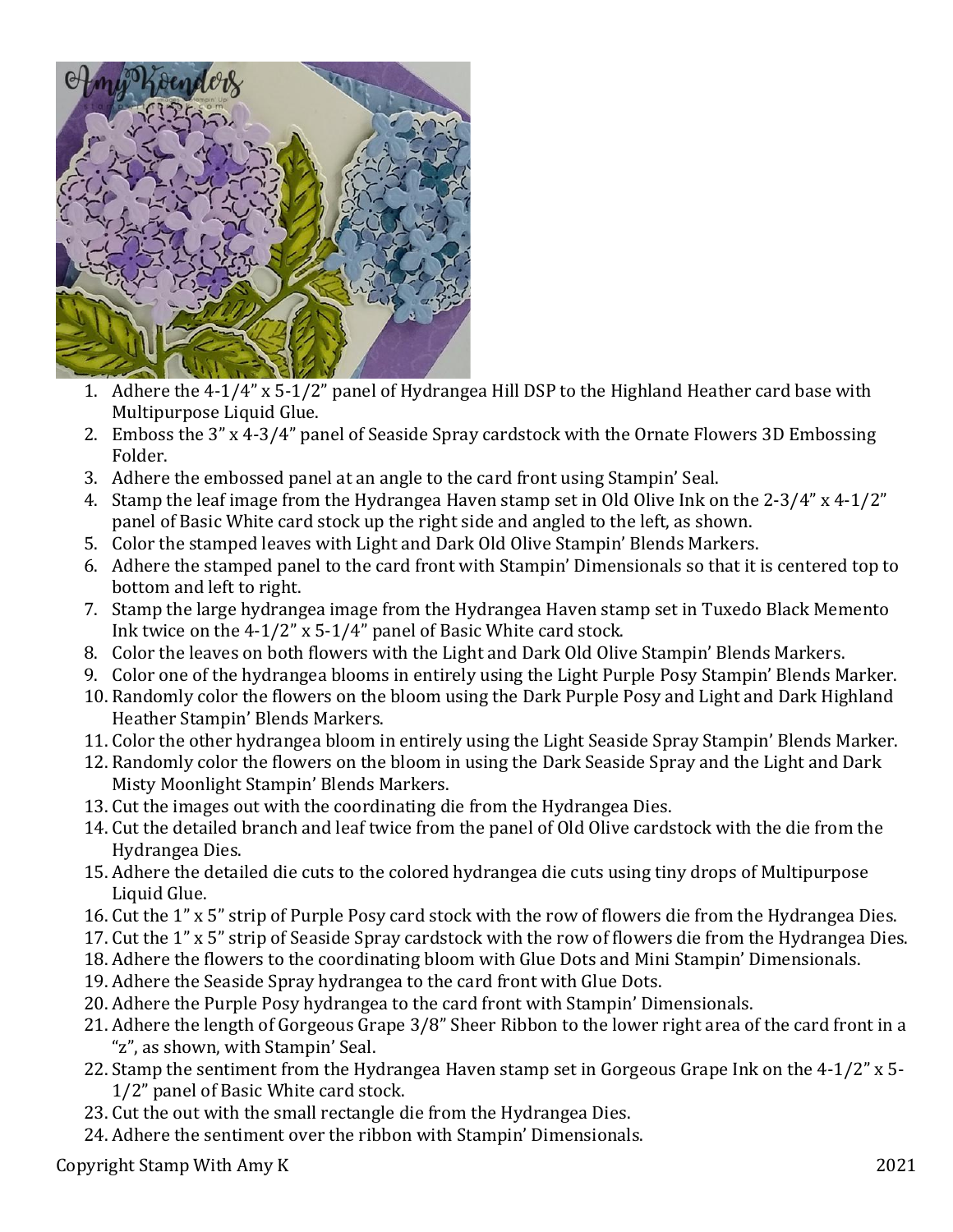1. Adhere the 4-1/4" x 5-1/2" panel of Hydrangea Hill DSP to the Highland Heather card base with Multipurpose Liquid Glue.
2. Emboss the 3" x 4-3/4" panel of Seaside Spray cardstock with the Ornate Flowers 3D Embossing Folder.
3. Adhere the embossed panel at an angle to the card front using Stampin' Seal.
4. Stamp the leaf image from the Hydrangea Haven stamp set in Old Olive Ink on the 2-3/4" x 4-1/2" panel of Basic White card stock up the right side and angled to the left, as shown.
5. Color the stamped leaves with Light and Dark Old Olive Stampin' Blends Markers.
6. Adhere the stamped panel to the card front with Stampin' Dimensionals so that it is centered top to bottom and left to right.
7. Stamp the large hydrangea image from the Hydrangea Haven stamp set in Tuxedo Black Memento Ink twice on the 4-1/2" x 5-1/4" panel of Basic White card stock.
8. Color the leaves on both flowers with the Light and Dark Old Olive Stampin' Blends Markers.
9. Color one of the hydrangea blooms in entirely using the Light Purple Posy Stampin' Blends Marker.
10. Randomly color the flowers on the bloom using the Dark Purple Posy and Light and Dark Highland Heather Stampin' Blends Markers.
11. Color the other hydrangea bloom in entirely using the Light Seaside Spray Stampin' Blends Marker.
12. Randomly color the flowers on the bloom in using the Dark Seaside Spray and the Light and Dark Misty Moonlight Stampin' Blends Markers.
13. Cut the images out with the coordinating die from the Hydrangea Dies.
14. Cut the detailed branch and leaf twice from the panel of Old Olive cardstock with the die from the Hydrangea Dies.
15. Adhere the detailed die cuts to the colored hydrangea die cuts using tiny drops of Multipurpose Liquid Glue.
16. Cut the 1" x 5" strip of Purple Posy card stock with the row of flowers die from the Hydrangea Dies.
17. Cut the 1" x 5" strip of Seaside Spray cardstock with the row of flowers die from the Hydrangea Dies.
18. Adhere the flowers to the coordinating bloom with Glue Dots and Mini Stampin' Dimensionals.
19. Adhere the Seaside Spray hydrangea to the card front with Glue Dots.
20. Adhere the Purple Posy hydrangea to the card front with Stampin' Dimensionals.
21. Adhere the length of Gorgeous Grape 3/8" Sheer Ribbon to the lower right area of the card front in a "z", as shown, with Stampin' Seal.
22. Stamp the sentiment from the Hydrangea Haven stamp set in Gorgeous Grape Ink on the 4-1/2" x 5-1/2" panel of Basic White card stock.
23. Cut the out with the small rectangle die from the Hydrangea Dies.
24. Adhere the sentiment over the ribbon with Stampin' Dimensionals.

Copyright Stamp With Amy K 2021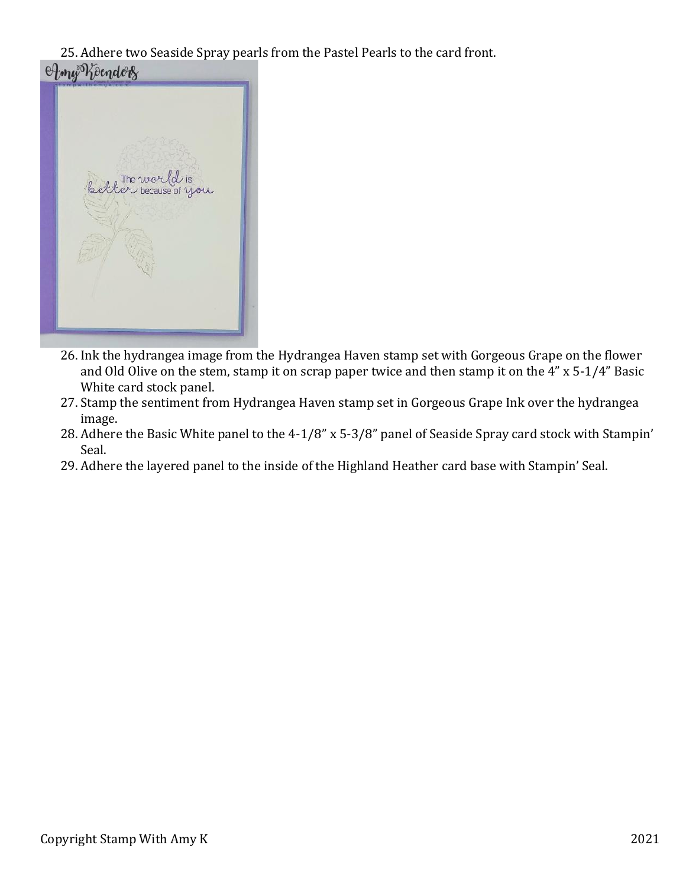25. Adhere two Seaside Spray pearls from the Pastel Pearls to the card front.

26. Ink the hydrangea image from the Hydrangea Haven stamp set with Gorgeous Grape on the flower and Old Olive on the stem, stamp it on scrap paper twice and then stamp it on the 4" x 5-1/4" Basic White card stock panel.
27. Stamp the sentiment from Hydrangea Haven stamp set in Gorgeous Grape Ink over the hydrangea image.
28. Adhere the Basic White panel to the 4-1/8" x 5-3/8" panel of Seaside Spray card stock with Stampin' Seal.
29. Adhere the layered panel to the inside of the Highland Heather card base with Stampin' Seal.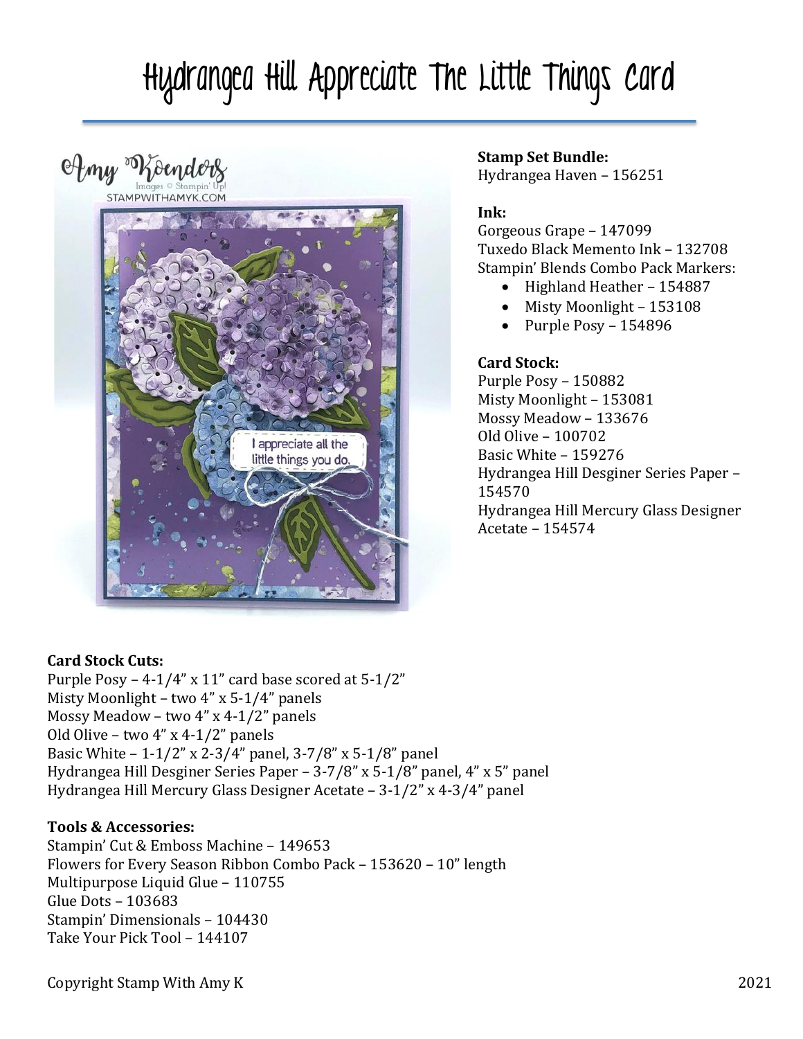# Hydrangea Hill Appreciate The Little Things Card

**Stamp Set Bundle:**
Hydrangea Haven – 156251

**Ink:**
Gorgeous Grape – 147099
Tuxedo Black Memento Ink – 132708
Stampin' Blends Combo Pack Markers:

- Highland Heather – 154887
- Misty Moonlight – 153108
- Purple Posy – 154896

**Card Stock:**
Purple Posy – 150882
Misty Moonlight – 153081
Mossy Meadow – 133676
Old Olive – 100702
Basic White – 159276
Hydrangea Hill Desginer Series Paper – 154570
Hydrangea Hill Mercury Glass Designer Acetate – 154574

**Card Stock Cuts:**
Purple Posy – 4-1/4" x 11" card base scored at 5-1/2"
Misty Moonlight – two 4" x 5-1/4" panels
Mossy Meadow – two 4" x 4-1/2" panels
Old Olive – two 4" x 4-1/2" panels
Basic White – 1-1/2" x 2-3/4" panel, 3-7/8" x 5-1/8" panel
Hydrangea Hill Desginer Series Paper – 3-7/8" x 5-1/8" panel, 4" x 5" panel
Hydrangea Hill Mercury Glass Designer Acetate – 3-1/2" x 4-3/4" panel

**Tools & Accessories:**
Stampin' Cut & Emboss Machine – 149653
Flowers for Every Season Ribbon Combo Pack – 153620 – 10" length
Multipurpose Liquid Glue – 110755
Glue Dots – 103683
Stampin' Dimensionals – 104430
Take Your Pick Tool – 144107

Copyright Stamp With Amy K 2021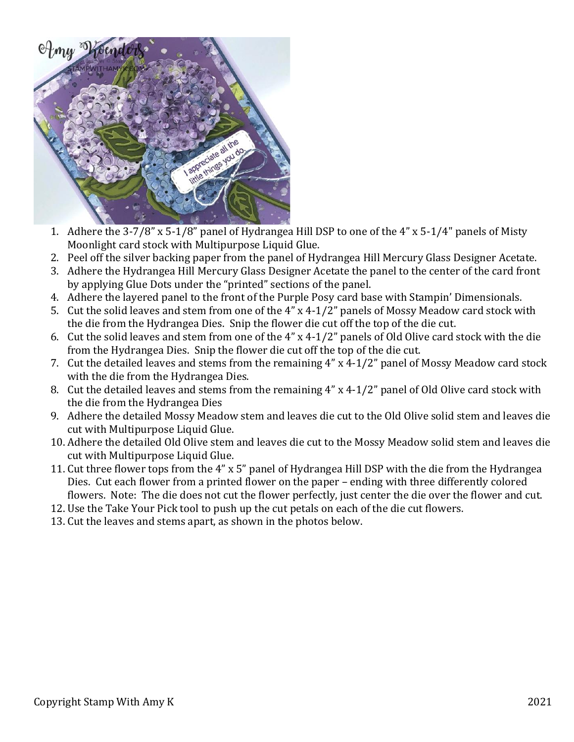1. Adhere the 3-7/8” x 5-1/8” panel of Hydrangea Hill DSP to one of the 4” x 5-1/4" panels of Misty Moonlight card stock with Multipurpose Liquid Glue.
2. Peel off the silver backing paper from the panel of Hydrangea Hill Mercury Glass Designer Acetate.
3. Adhere the Hydrangea Hill Mercury Glass Designer Acetate the panel to the center of the card front by applying Glue Dots under the “printed” sections of the panel.
4. Adhere the layered panel to the front of the Purple Posy card base with Stampin’ Dimensionals.
5. Cut the solid leaves and stem from one of the 4” x 4-1/2” panels of Mossy Meadow card stock with the die from the Hydrangea Dies. Snip the flower die cut off the top of the die cut.
6. Cut the solid leaves and stem from one of the 4” x 4-1/2” panels of Old Olive card stock with the die from the Hydrangea Dies. Snip the flower die cut off the top of the die cut.
7. Cut the detailed leaves and stems from the remaining 4” x 4-1/2” panel of Mossy Meadow card stock with the die from the Hydrangea Dies.
8. Cut the detailed leaves and stems from the remaining 4” x 4-1/2” panel of Old Olive card stock with the die from the Hydrangea Dies
9. Adhere the detailed Mossy Meadow stem and leaves die cut to the Old Olive solid stem and leaves die cut with Multipurpose Liquid Glue.
10. Adhere the detailed Old Olive stem and leaves die cut to the Mossy Meadow solid stem and leaves die cut with Multipurpose Liquid Glue.
11. Cut three flower tops from the 4” x 5” panel of Hydrangea Hill DSP with the die from the Hydrangea Dies. Cut each flower from a printed flower on the paper – ending with three differently colored flowers. Note: The die does not cut the flower perfectly, just center the die over the flower and cut.
12. Use the Take Your Pick tool to push up the cut petals on each of the die cut flowers.
13. Cut the leaves and stems apart, as shown in the photos below.

Copyright Stamp With Amy K 2021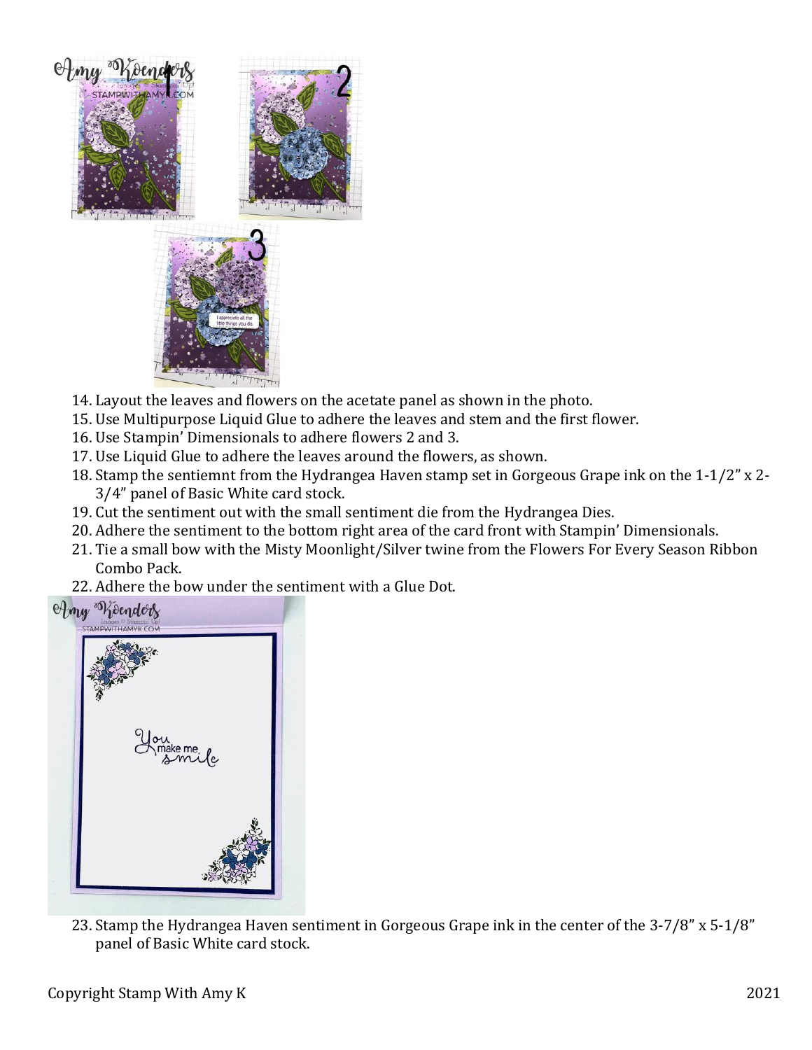14. Layout the leaves and flowers on the acetate panel as shown in the photo.
15. Use Multipurpose Liquid Glue to adhere the leaves and stem and the first flower.
16. Use Stampin' Dimensionals to adhere flowers 2 and 3.
17. Use Liquid Glue to adhere the leaves around the flowers, as shown.
18. Stamp the sentiemnt from the Hydrangea Haven stamp set in Gorgeous Grape ink on the 1-1/2" x 2-3/4" panel of Basic White card stock.
19. Cut the sentiment out with the small sentiment die from the Hydrangea Dies.
20. Adhere the sentiment to the bottom right area of the card front with Stampin' Dimensionals.
21. Tie a small bow with the Misty Moonlight/Silver twine from the Flowers For Every Season Ribbon Combo Pack.
22. Adhere the bow under the sentiment with a Glue Dot.

23. Stamp the Hydrangea Haven sentiment in Gorgeous Grape ink in the center of the 3-7/8" x 5-1/8" panel of Basic White card stock.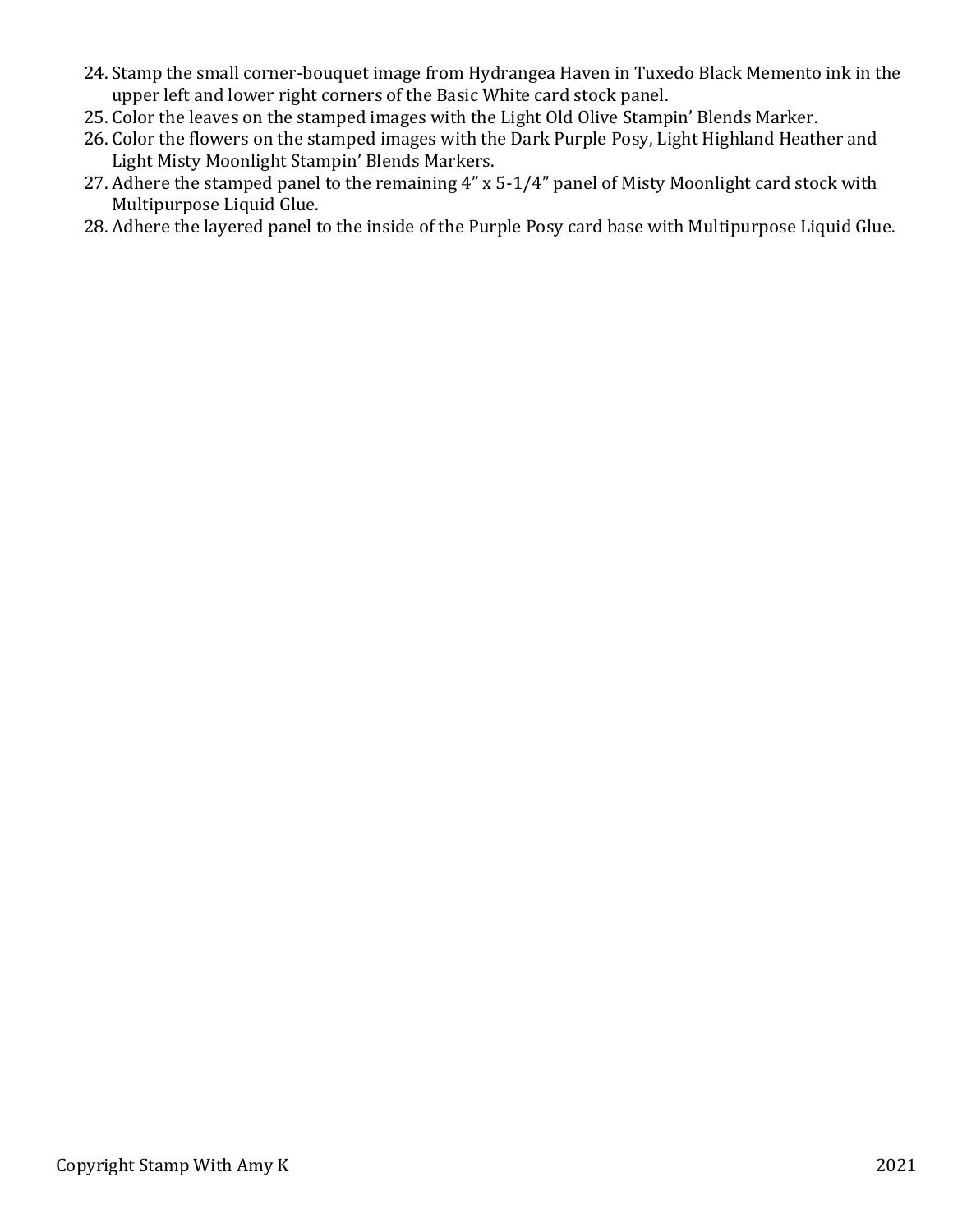24. Stamp the small corner-bouquet image from Hydrangea Haven in Tuxedo Black Memento ink in the upper left and lower right corners of the Basic White card stock panel.
25. Color the leaves on the stamped images with the Light Old Olive Stampin' Blends Marker.
26. Color the flowers on the stamped images with the Dark Purple Posy, Light Highland Heather and Light Misty Moonlight Stampin' Blends Markers.
27. Adhere the stamped panel to the remaining 4" x 5-1/4" panel of Misty Moonlight card stock with Multipurpose Liquid Glue.
28. Adhere the layered panel to the inside of the Purple Posy card base with Multipurpose Liquid Glue.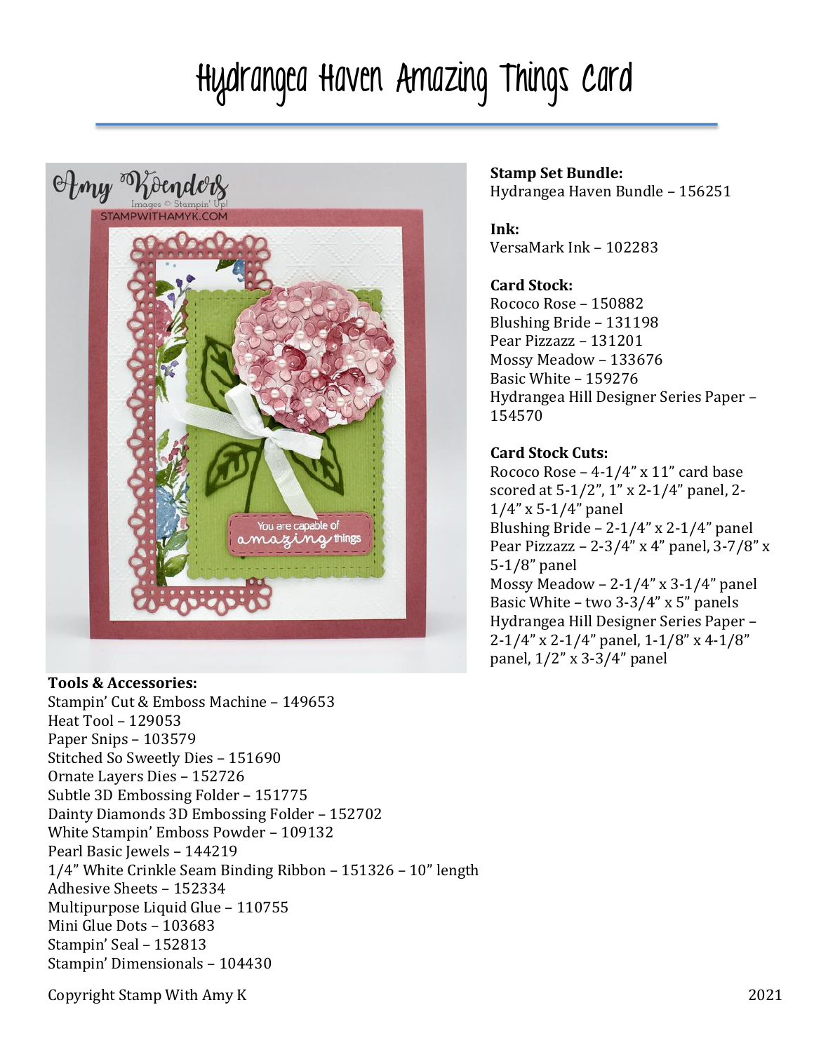# Hydrangea Haven Amazing Things Card

**Stamp Set Bundle:**
Hydrangea Haven Bundle – 156251

**Ink:**
VersaMark Ink – 102283

**Card Stock:**
Rococo Rose – 150882
Blushing Bride – 131198
Pear Pizzazz – 131201
Mossy Meadow – 133676
Basic White – 159276
Hydrangea Hill Designer Series Paper – 154570

**Card Stock Cuts:**
Rococo Rose – 4-1/4" x 11" card base scored at 5-1/2", 1" x 2-1/4" panel, 2-1/4" x 5-1/4" panel
Blushing Bride – 2-1/4" x 2-1/4" panel
Pear Pizzazz – 2-3/4" x 4" panel, 3-7/8" x 5-1/8" panel
Mossy Meadow – 2-1/4" x 3-1/4" panel
Basic White – two 3-3/4" x 5" panels
Hydrangea Hill Designer Series Paper – 2-1/4" x 2-1/4" panel, 1-1/8" x 4-1/8" panel, 1/2" x 3-3/4" panel

**Tools & Accessories:**
Stampin' Cut & Emboss Machine – 149653
Heat Tool – 129053
Paper Snips – 103579
Stitched So Sweetly Dies – 151690
Ornate Layers Dies – 152726
Subtle 3D Embossing Folder – 151775
Dainty Diamonds 3D Embossing Folder – 152702
White Stampin' Emboss Powder – 109132
Pearl Basic Jewels – 144219
1/4" White Crinkle Seam Binding Ribbon – 151326 – 10" length
Adhesive Sheets – 152334
Multipurpose Liquid Glue – 110755
Mini Glue Dots – 103683
Stampin' Seal – 152813
Stampin' Dimensionals – 104430

Copyright Stamp With Amy K 2021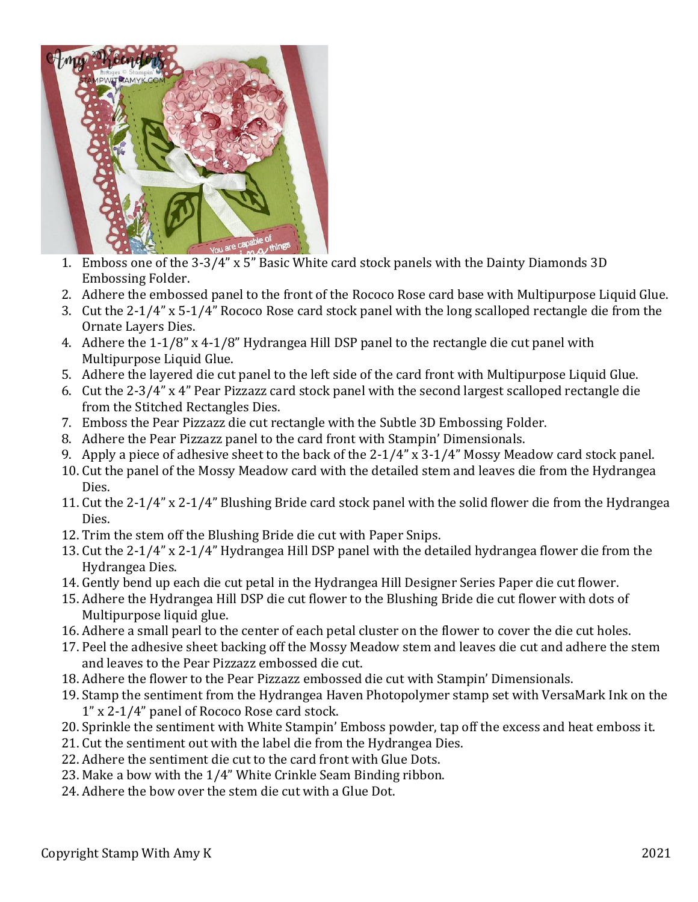1. Emboss one of the 3-3/4" x 5" Basic White card stock panels with the Dainty Diamonds 3D Embossing Folder.
2. Adhere the embossed panel to the front of the Rococo Rose card base with Multipurpose Liquid Glue.
3. Cut the 2-1/4" x 5-1/4" Rococo Rose card stock panel with the long scalloped rectangle die from the Ornate Layers Dies.
4. Adhere the 1-1/8" x 4-1/8" Hydrangea Hill DSP panel to the rectangle die cut panel with Multipurpose Liquid Glue.
5. Adhere the layered die cut panel to the left side of the card front with Multipurpose Liquid Glue.
6. Cut the 2-3/4" x 4" Pear Pizzazz card stock panel with the second largest scalloped rectangle die from the Stitched Rectangles Dies.
7. Emboss the Pear Pizzazz die cut rectangle with the Subtle 3D Embossing Folder.
8. Adhere the Pear Pizzazz panel to the card front with Stampin' Dimensionals.
9. Apply a piece of adhesive sheet to the back of the 2-1/4" x 3-1/4" Mossy Meadow card stock panel.
10. Cut the panel of the Mossy Meadow card with the detailed stem and leaves die from the Hydrangea Dies.
11. Cut the 2-1/4" x 2-1/4" Blushing Bride card stock panel with the solid flower die from the Hydrangea Dies.
12. Trim the stem off the Blushing Bride die cut with Paper Snips.
13. Cut the 2-1/4" x 2-1/4" Hydrangea Hill DSP panel with the detailed hydrangea flower die from the Hydrangea Dies.
14. Gently bend up each die cut petal in the Hydrangea Hill Designer Series Paper die cut flower.
15. Adhere the Hydrangea Hill DSP die cut flower to the Blushing Bride die cut flower with dots of Multipurpose liquid glue.
16. Adhere a small pearl to the center of each petal cluster on the flower to cover the die cut holes.
17. Peel the adhesive sheet backing off the Mossy Meadow stem and leaves die cut and adhere the stem and leaves to the Pear Pizzazz embossed die cut.
18. Adhere the flower to the Pear Pizzazz embossed die cut with Stampin' Dimensionals.
19. Stamp the sentiment from the Hydrangea Haven Photopolymer stamp set with VersaMark Ink on the 1" x 2-1/4" panel of Rococo Rose card stock.
20. Sprinkle the sentiment with White Stampin' Emboss powder, tap off the excess and heat emboss it.
21. Cut the sentiment out with the label die from the Hydrangea Dies.
22. Adhere the sentiment die cut to the card front with Glue Dots.
23. Make a bow with the 1/4" White Crinkle Seam Binding ribbon.
24. Adhere the bow over the stem die cut with a Glue Dot.

Copyright Stamp With Amy K 2021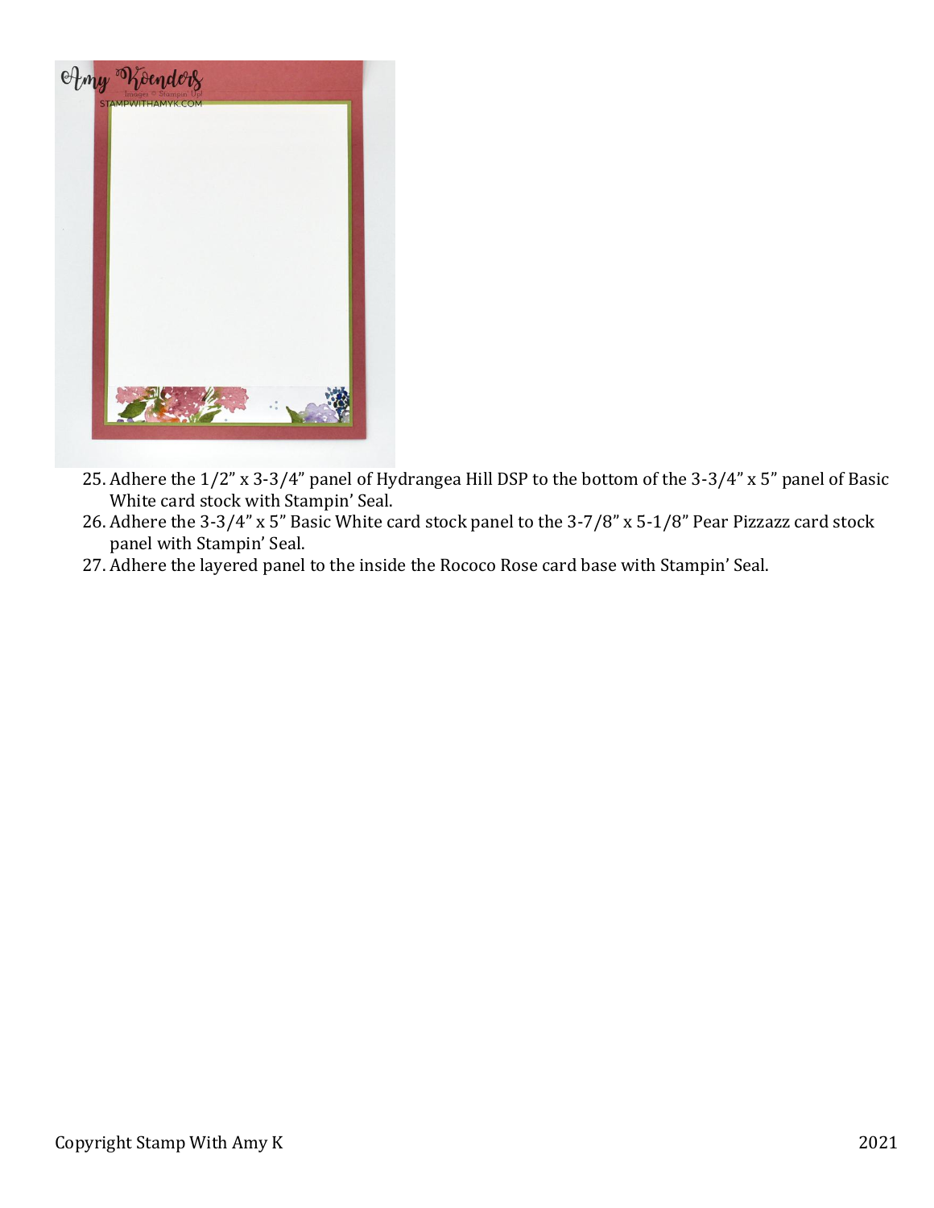25. Adhere the 1/2" x 3-3/4" panel of Hydrangea Hill DSP to the bottom of the 3-3/4" x 5" panel of Basic White card stock with Stampin' Seal.
26. Adhere the 3-3/4" x 5" Basic White card stock panel to the 3-7/8" x 5-1/8" Pear Pizzazz card stock panel with Stampin' Seal.
27. Adhere the layered panel to the inside the Rococo Rose card base with Stampin' Seal.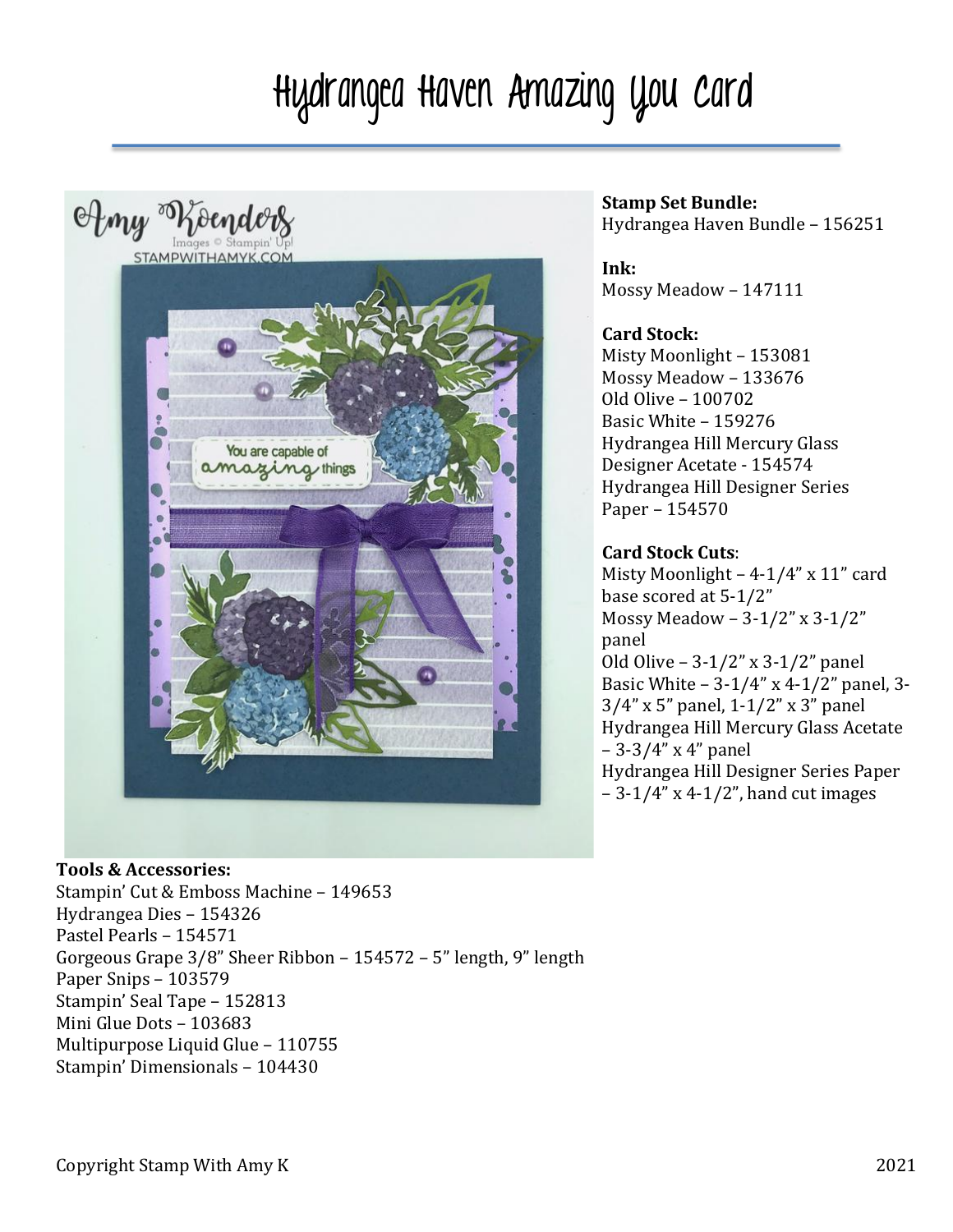# Hydrangea Haven Amazing You Card

**Stamp Set Bundle:**
Hydrangea Haven Bundle – 156251

**Ink:**
Mossy Meadow – 147111

**Card Stock:**
Misty Moonlight – 153081
Mossy Meadow – 133676
Old Olive – 100702
Basic White – 159276
Hydrangea Hill Mercury Glass Designer Acetate - 154574
Hydrangea Hill Designer Series Paper – 154570

**Card Stock Cuts**:
Misty Moonlight – 4-1/4" x 11" card base scored at 5-1/2"
Mossy Meadow – 3-1/2" x 3-1/2" panel
Old Olive – 3-1/2" x 3-1/2" panel
Basic White – 3-1/4" x 4-1/2" panel, 3-3/4" x 5" panel, 1-1/2" x 3" panel
Hydrangea Hill Mercury Glass Acetate – 3-3/4" x 4" panel
Hydrangea Hill Designer Series Paper – 3-1/4" x 4-1/2", hand cut images

**Tools & Accessories:**
Stampin' Cut & Emboss Machine – 149653
Hydrangea Dies – 154326
Pastel Pearls – 154571
Gorgeous Grape 3/8" Sheer Ribbon – 154572 – 5" length, 9" length
Paper Snips – 103579
Stampin' Seal Tape – 152813
Mini Glue Dots – 103683
Multipurpose Liquid Glue – 110755
Stampin' Dimensionals – 104430

Copyright Stamp With Amy K 2021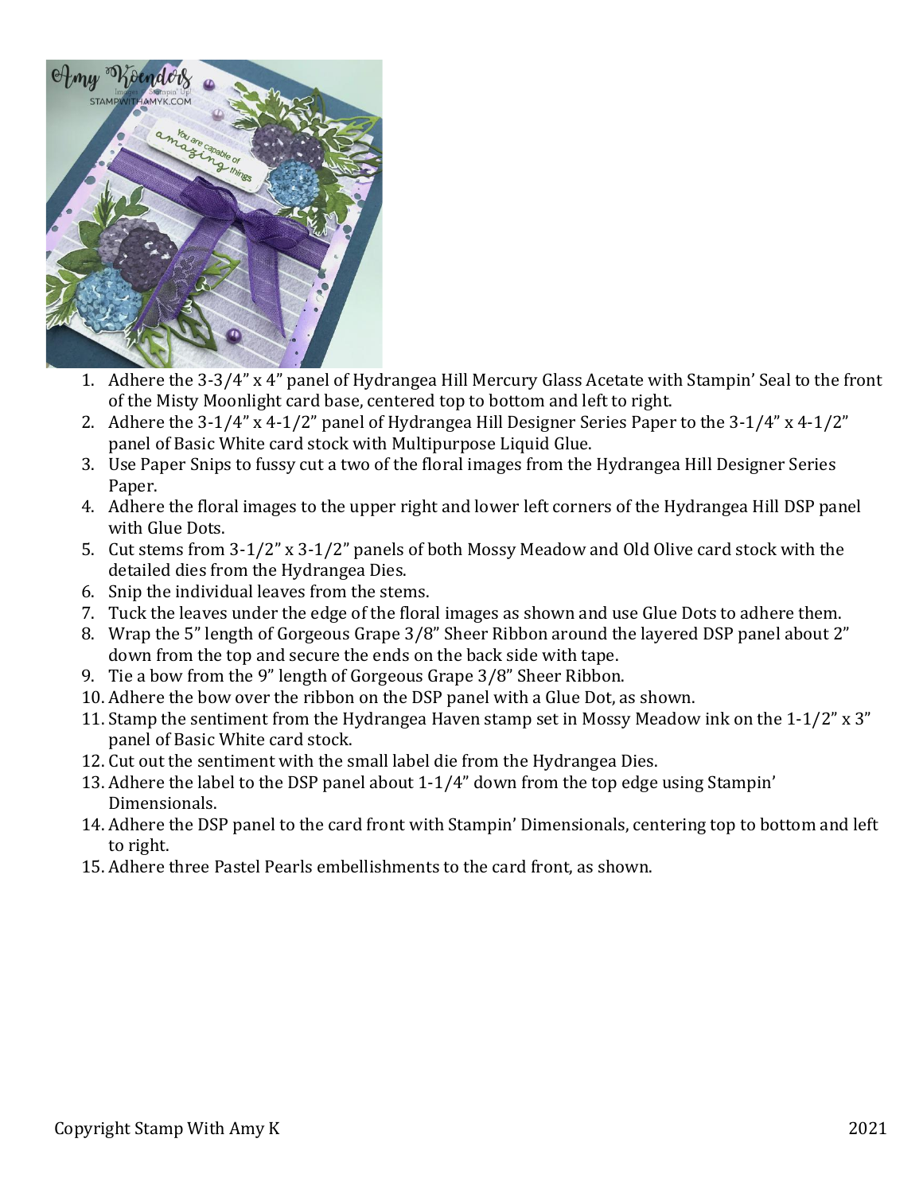1. Adhere the 3-3/4” x 4” panel of Hydrangea Hill Mercury Glass Acetate with Stampin’ Seal to the front of the Misty Moonlight card base, centered top to bottom and left to right.
2. Adhere the 3-1/4” x 4-1/2” panel of Hydrangea Hill Designer Series Paper to the 3-1/4” x 4-1/2” panel of Basic White card stock with Multipurpose Liquid Glue.
3. Use Paper Snips to fussy cut a two of the floral images from the Hydrangea Hill Designer Series Paper.
4. Adhere the floral images to the upper right and lower left corners of the Hydrangea Hill DSP panel with Glue Dots.
5. Cut stems from 3-1/2” x 3-1/2” panels of both Mossy Meadow and Old Olive card stock with the detailed dies from the Hydrangea Dies.
6. Snip the individual leaves from the stems.
7. Tuck the leaves under the edge of the floral images as shown and use Glue Dots to adhere them.
8. Wrap the 5” length of Gorgeous Grape 3/8” Sheer Ribbon around the layered DSP panel about 2” down from the top and secure the ends on the back side with tape.
9. Tie a bow from the 9” length of Gorgeous Grape 3/8” Sheer Ribbon.
10. Adhere the bow over the ribbon on the DSP panel with a Glue Dot, as shown.
11. Stamp the sentiment from the Hydrangea Haven stamp set in Mossy Meadow ink on the 1-1/2” x 3” panel of Basic White card stock.
12. Cut out the sentiment with the small label die from the Hydrangea Dies.
13. Adhere the label to the DSP panel about 1-1/4” down from the top edge using Stampin’ Dimensionals.
14. Adhere the DSP panel to the card front with Stampin’ Dimensionals, centering top to bottom and left to right.
15. Adhere three Pastel Pearls embellishments to the card front, as shown.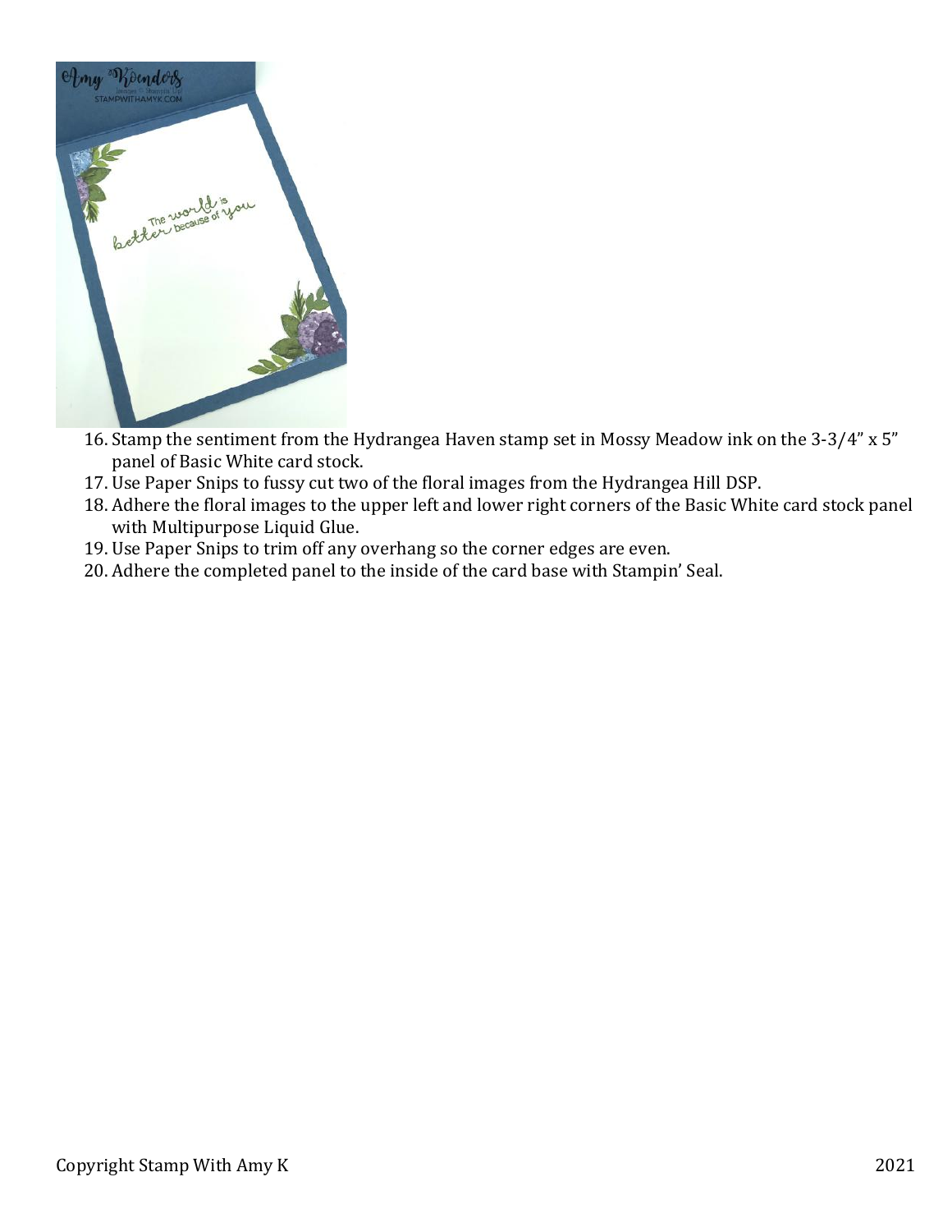16. Stamp the sentiment from the Hydrangea Haven stamp set in Mossy Meadow ink on the 3-3/4" x 5" panel of Basic White card stock.
17. Use Paper Snips to fussy cut two of the floral images from the Hydrangea Hill DSP.
18. Adhere the floral images to the upper left and lower right corners of the Basic White card stock panel with Multipurpose Liquid Glue.
19. Use Paper Snips to trim off any overhang so the corner edges are even.
20. Adhere the completed panel to the inside of the card base with Stampin' Seal.